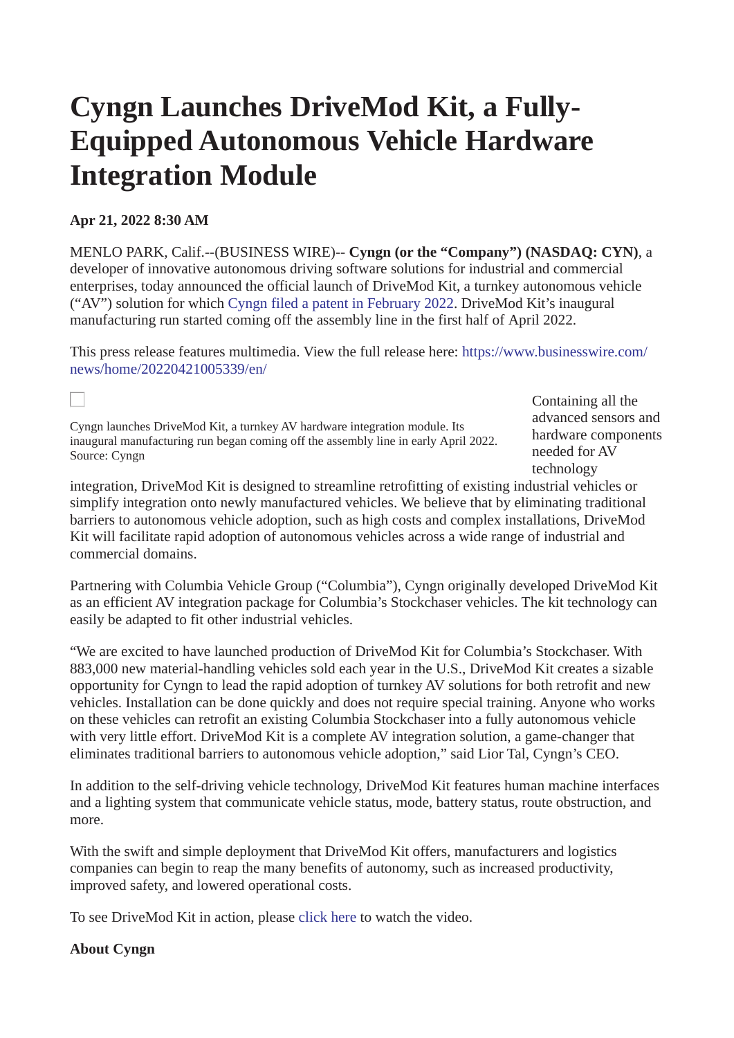# Cyngn Launches DriveMod Kit, a Fully-Equipped Autonomous Vehicle Hardware Integration Module

**Apr 21, 2022 8:30 AM**

MENLO PARK, Calif.--(BUSINESS WIRE)-- **Cyngn (or the "Company") (NASDAQ: CYN)**, a developer of innovative autonomous driving software solutions for industrial and commercial enterprises, today announced the official launch of DriveMod Kit, a turnkey autonomous vehicle ("AV") solution for which Cyngn filed a patent in February 2022. DriveMod Kit's inaugural manufacturing run started coming off the assembly line in the first half of April 2022.

This press release features multimedia. View the full release here: https://www.businesswire.com/news/home/20220421005339/en/

Cyngn launches DriveMod Kit, a turnkey AV hardware integration module. Its inaugural manufacturing run began coming off the assembly line in early April 2022. Source: Cyngn

Containing all the advanced sensors and hardware components needed for AV technology integration, DriveMod Kit is designed to streamline retrofitting of existing industrial vehicles or simplify integration onto newly manufactured vehicles. We believe that by eliminating traditional barriers to autonomous vehicle adoption, such as high costs and complex installations, DriveMod Kit will facilitate rapid adoption of autonomous vehicles across a wide range of industrial and commercial domains.

Partnering with Columbia Vehicle Group ("Columbia"), Cyngn originally developed DriveMod Kit as an efficient AV integration package for Columbia's Stockchaser vehicles. The kit technology can easily be adapted to fit other industrial vehicles.

"We are excited to have launched production of DriveMod Kit for Columbia's Stockchaser. With 883,000 new material-handling vehicles sold each year in the U.S., DriveMod Kit creates a sizable opportunity for Cyngn to lead the rapid adoption of turnkey AV solutions for both retrofit and new vehicles. Installation can be done quickly and does not require special training. Anyone who works on these vehicles can retrofit an existing Columbia Stockchaser into a fully autonomous vehicle with very little effort. DriveMod Kit is a complete AV integration solution, a game-changer that eliminates traditional barriers to autonomous vehicle adoption," said Lior Tal, Cyngn's CEO.

In addition to the self-driving vehicle technology, DriveMod Kit features human machine interfaces and a lighting system that communicate vehicle status, mode, battery status, route obstruction, and more.

With the swift and simple deployment that DriveMod Kit offers, manufacturers and logistics companies can begin to reap the many benefits of autonomy, such as increased productivity, improved safety, and lowered operational costs.

To see DriveMod Kit in action, please click here to watch the video.

**About Cyngn**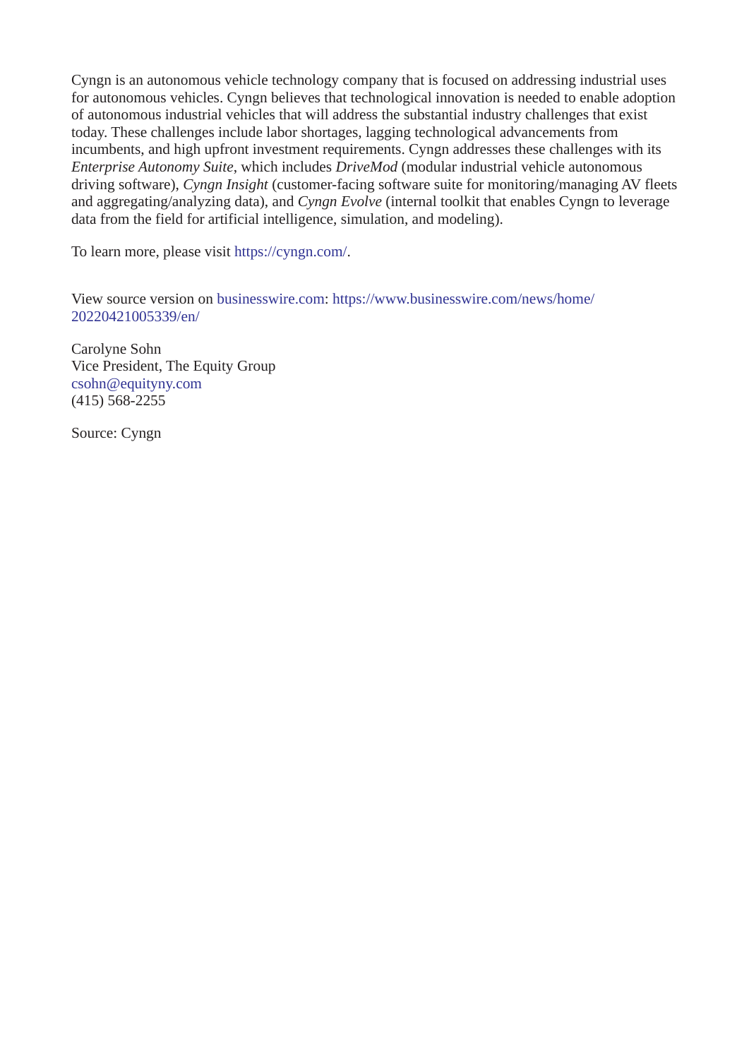Cyngn is an autonomous vehicle technology company that is focused on addressing industrial uses for autonomous vehicles. Cyngn believes that technological innovation is needed to enable adoption of autonomous industrial vehicles that will address the substantial industry challenges that exist today. These challenges include labor shortages, lagging technological advancements from incumbents, and high upfront investment requirements. Cyngn addresses these challenges with its *Enterprise Autonomy Suite*, which includes *DriveMod* (modular industrial vehicle autonomous driving software), *Cyngn Insight* (customer-facing software suite for monitoring/managing AV fleets and aggregating/analyzing data), and *Cyngn Evolve* (internal toolkit that enables Cyngn to leverage data from the field for artificial intelligence, simulation, and modeling).

To learn more, please visit https://cyngn.com/.

View source version on businesswire.com: https://www.businesswire.com/news/home/20220421005339/en/

Carolyne Sohn
Vice President, The Equity Group
csohn@equityny.com
(415) 568-2255

Source: Cyngn